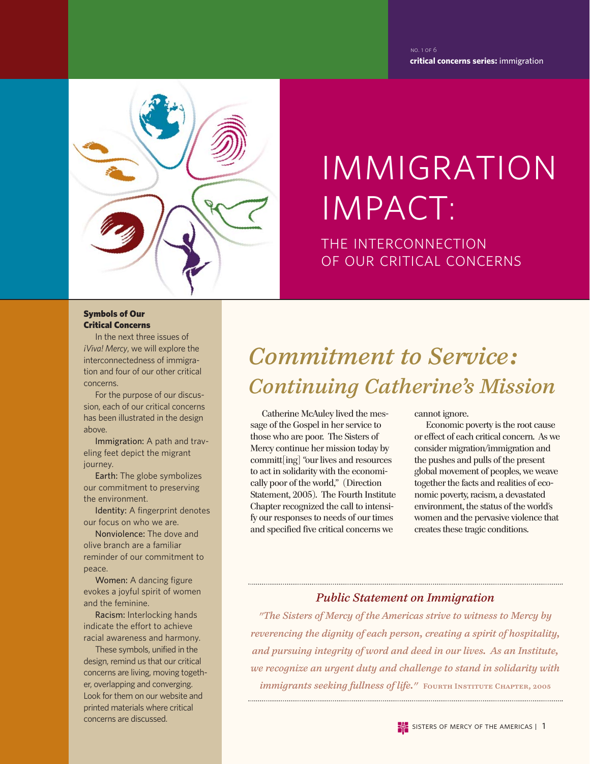NO. 1 OF 6
**critical concerns series:** immigration

# IMMIGRATION IMPACT:

## THE INTERCONNECTION OF OUR CRITICAL CONCERNS

**Symbols of Our Critical Concerns**

In the next three issues of *¡Viva! Mercy*, we will explore the interconnectedness of immigration and four of our other critical concerns.

For the purpose of our discussion, each of our critical concerns has been illustrated in the design above.

Immigration: A path and traveling feet depict the migrant journey.

Earth: The globe symbolizes our commitment to preserving the environment.

Identity: A fingerprint denotes our focus on who we are.

Nonviolence: The dove and olive branch are a familiar reminder of our commitment to peace.

Women: A dancing figure evokes a joyful spirit of women and the feminine.

Racism: Interlocking hands indicate the effort to achieve racial awareness and harmony.

These symbols, unified in the design, remind us that our critical concerns are living, moving together, overlapping and converging. Look for them on our website and printed materials where critical concerns are discussed.

## *Commitment to Service: Continuing Catherine's Mission*

Catherine McAuley lived the message of the Gospel in her service to those who are poor. The Sisters of Mercy continue her mission today by committ[ing] "our lives and resources to act in solidarity with the economically poor of the world," (Direction Statement, 2005). The Fourth Institute Chapter recognized the call to intensify our responses to needs of our times and specified five critical concerns we cannot ignore.

Economic poverty is the root cause or effect of each critical concern. As we consider migration/immigration and the pushes and pulls of the present global movement of peoples, we weave together the facts and realities of economic poverty, racism, a devastated environment, the status of the world's women and the pervasive violence that creates these tragic conditions.

### *Public Statement on Immigration*

*"The Sisters of Mercy of the Americas strive to witness to Mercy by reverencing the dignity of each person, creating a spirit of hospitality, and pursuing integrity of word and deed in our lives. As an Institute, we recognize an urgent duty and challenge to stand in solidarity with immigrants seeking fullness of life."* Fourth Institute Chapter, 2005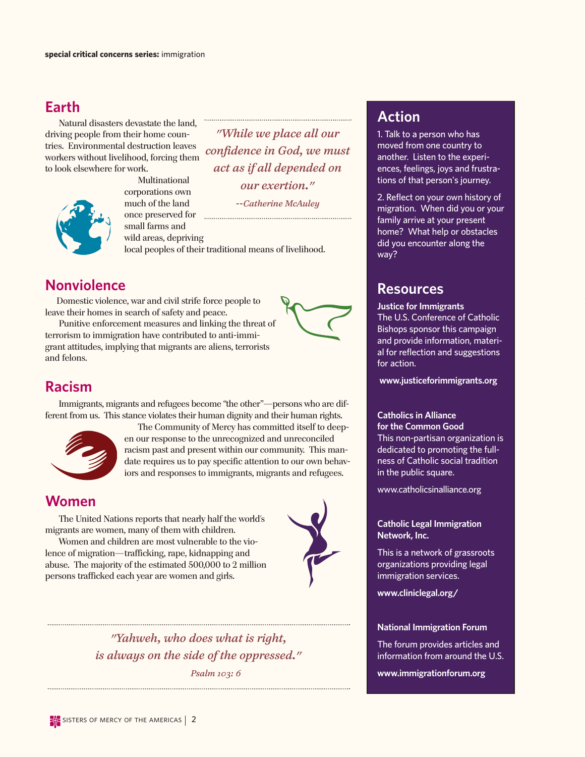## Earth

Natural disasters devastate the land, driving people from their home countries. Environmental destruction leaves workers without livelihood, forcing them to look elsewhere for work.

Multinational corporations own much of the land once preserved for small farms and wild areas, depriving local peoples of their traditional means of livelihood.

> *"While we place all our confidence in God, we must act as if all depended on our exertion."*
>
> *--Catherine McAuley*

## Nonviolence

Domestic violence, war and civil strife force people to leave their homes in search of safety and peace.

Punitive enforcement measures and linking the threat of terrorism to immigration have contributed to anti-immigrant attitudes, implying that migrants are aliens, terrorists and felons.

## Racism

Immigrants, migrants and refugees become "the other"—persons who are different from us. This stance violates their human dignity and their human rights.

The Community of Mercy has committed itself to deepen our response to the unrecognized and unreconciled racism past and present within our community. This mandate requires us to pay specific attention to our own behaviors and responses to immigrants, migrants and refugees.

## Women

The United Nations reports that nearly half the world's migrants are women, many of them with children.

Women and children are most vulnerable to the violence of migration—trafficking, rape, kidnapping and abuse. The majority of the estimated 500,000 to 2 million persons trafficked each year are women and girls.

> *"Yahweh, who does what is right, is always on the side of the oppressed."*
>
> *Psalm 103: 6*

## Action

1. Talk to a person who has moved from one country to another. Listen to the experiences, feelings, joys and frustrations of that person's journey.

2. Reflect on your own history of migration. When did you or your family arrive at your present home? What help or obstacles did you encounter along the way?

## Resources

**Justice for Immigrants**
The U.S. Conference of Catholic Bishops sponsor this campaign and provide information, material for reflection and suggestions for action.

**www.justiceforimmigrants.org**

**Catholics in Alliance for the Common Good**
This non-partisan organization is dedicated to promoting the fullness of Catholic social tradition in the public square.

www.catholicsinalliance.org

**Catholic Legal Immigration Network, Inc.**

This is a network of grassroots organizations providing legal immigration services.

**www.cliniclegal.org/**

**National Immigration Forum**

The forum provides articles and information from around the U.S.

**www.immigrationforum.org**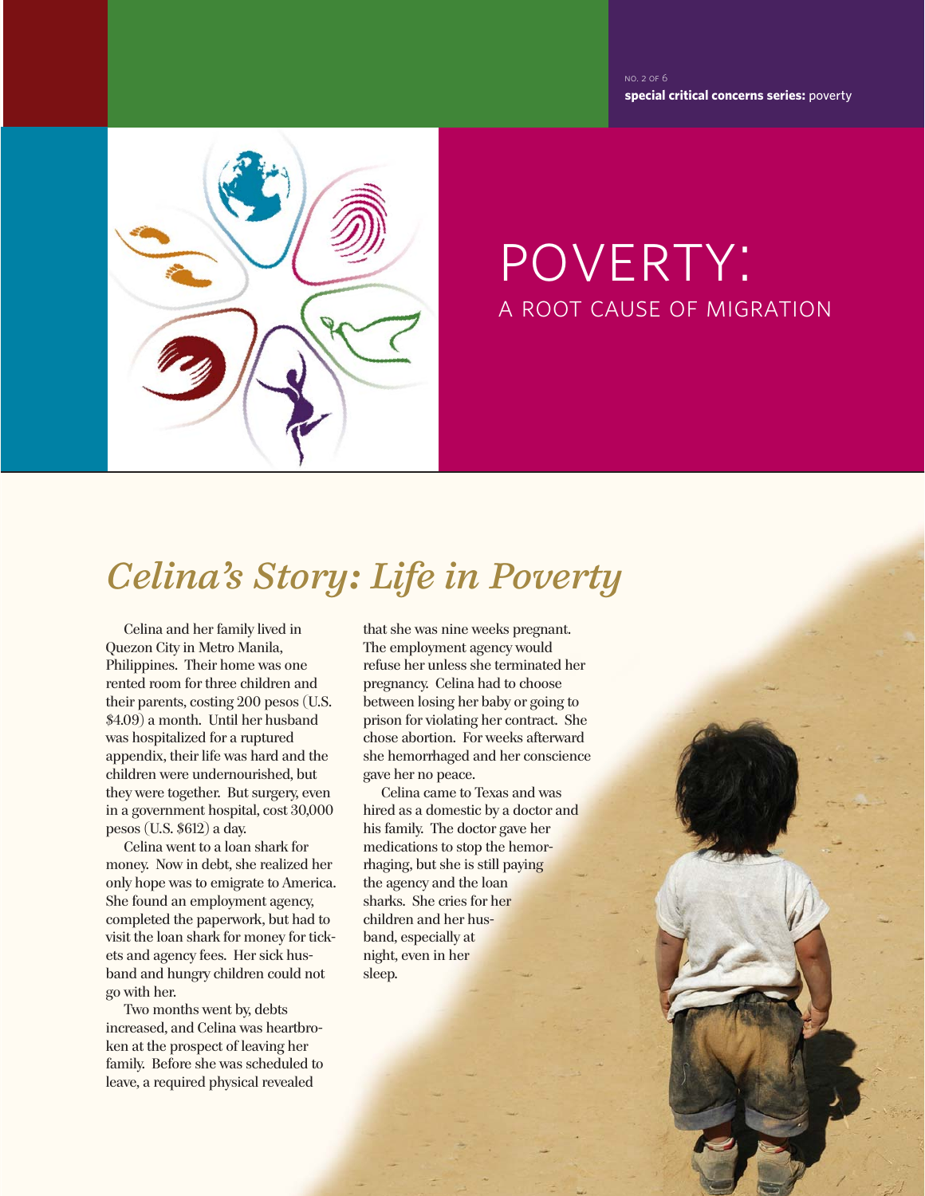NO. 2 OF 6
**special critical concerns series:** poverty

# POVERTY:
## A ROOT CAUSE OF MIGRATION

## *Celina's Story: Life in Poverty*

Celina and her family lived in Quezon City in Metro Manila, Philippines. Their home was one rented room for three children and their parents, costing 200 pesos (U.S. $4.09) a month. Until her husband was hospitalized for a ruptured appendix, their life was hard and the children were undernourished, but they were together. But surgery, even in a government hospital, cost 30,000 pesos (U.S. $612) a day.

Celina went to a loan shark for money. Now in debt, she realized her only hope was to emigrate to America. She found an employment agency, completed the paperwork, but had to visit the loan shark for money for tickets and agency fees. Her sick husband and hungry children could not go with her.

Two months went by, debts increased, and Celina was heartbroken at the prospect of leaving her family. Before she was scheduled to leave, a required physical revealed that she was nine weeks pregnant. The employment agency would refuse her unless she terminated her pregnancy. Celina had to choose between losing her baby or going to prison for violating her contract. She chose abortion. For weeks afterward she hemorrhaged and her conscience gave her no peace.

Celina came to Texas and was hired as a domestic by a doctor and his family. The doctor gave her medications to stop the hemorrhaging, but she is still paying the agency and the loan sharks. She cries for her children and her husband, especially at night, even in her sleep.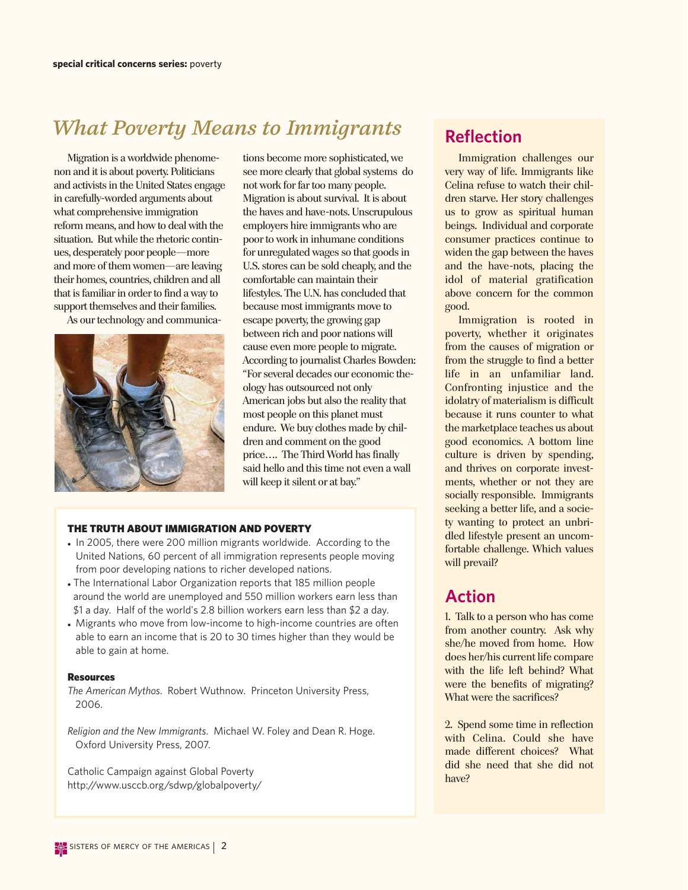# *What Poverty Means to Immigrants*

Migration is a worldwide phenomenon and it is about poverty. Politicians and activists in the United States engage in carefully-worded arguments about what comprehensive immigration reform means, and how to deal with the situation. But while the rhetoric continues, desperately poor people—more and more of them women—are leaving their homes, countries, children and all that is familiar in order to find a way to support themselves and their families.

As our technology and communications become more sophisticated, we see more clearly that global systems do not work for far too many people. Migration is about survival. It is about the haves and have-nots. Unscrupulous employers hire immigrants who are poor to work in inhumane conditions for unregulated wages so that goods in U.S. stores can be sold cheaply, and the comfortable can maintain their lifestyles. The U.N. has concluded that because most immigrants move to escape poverty, the growing gap between rich and poor nations will cause even more people to migrate. According to journalist Charles Bowden: "For several decades our economic theology has outsourced not only American jobs but also the reality that most people on this planet must endure. We buy clothes made by children and comment on the good price…. The Third World has finally said hello and this time not even a wall will keep it silent or at bay."

### THE TRUTH ABOUT IMMIGRATION AND POVERTY

- In 2005, there were 200 million migrants worldwide. According to the United Nations, 60 percent of all immigration represents people moving from poor developing nations to richer developed nations.
- The International Labor Organization reports that 185 million people around the world are unemployed and 550 million workers earn less than $1 a day. Half of the world's 2.8 billion workers earn less than $2 a day.
- Migrants who move from low-income to high-income countries are often able to earn an income that is 20 to 30 times higher than they would be able to gain at home.

#### Resources

*The American Mythos.* Robert Wuthnow. Princeton University Press, 2006.

*Religion and the New Immigrants.* Michael W. Foley and Dean R. Hoge. Oxford University Press, 2007.

Catholic Campaign against Global Poverty
http://www.usccb.org/sdwp/globalpoverty/

## Reflection

Immigration challenges our very way of life. Immigrants like Celina refuse to watch their children starve. Her story challenges us to grow as spiritual human beings. Individual and corporate consumer practices continue to widen the gap between the haves and the have-nots, placing the idol of material gratification above concern for the common good.

Immigration is rooted in poverty, whether it originates from the causes of migration or from the struggle to find a better life in an unfamiliar land. Confronting injustice and the idolatry of materialism is difficult because it runs counter to what the marketplace teaches us about good economics. A bottom line culture is driven by spending, and thrives on corporate investments, whether or not they are socially responsible. Immigrants seeking a better life, and a society wanting to protect an unbridled lifestyle present an uncomfortable challenge. Which values will prevail?

## Action

1. Talk to a person who has come from another country. Ask why she/he moved from home. How does her/his current life compare with the life left behind? What were the benefits of migrating? What were the sacrifices?

2. Spend some time in reflection with Celina. Could she have made different choices? What did she need that she did not have?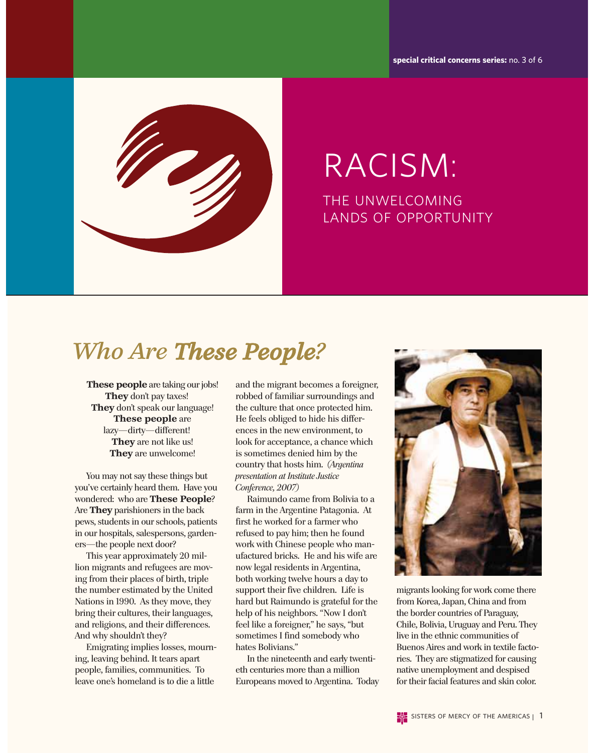special critical concerns series: no. 3 of 6

# RACISM:

## THE UNWELCOMING LANDS OF OPPORTUNITY

## *Who Are These People?*

**These people** are taking our jobs!
**They** don't pay taxes!
**They** don't speak our language!
**These people** are lazy—dirty—different!
**They** are not like us!
**They** are unwelcome!

You may not say these things but you've certainly heard them. Have you wondered: who are **These People**? Are **They** parishioners in the back pews, students in our schools, patients in our hospitals, salespersons, gardeners—the people next door?

This year approximately 20 million migrants and refugees are moving from their places of birth, triple the number estimated by the United Nations in 1990. As they move, they bring their cultures, their languages, and religions, and their differences. And why shouldn't they?

Emigrating implies losses, mourning, leaving behind. It tears apart people, families, communities. To leave one's homeland is to die a little and the migrant becomes a foreigner, robbed of familiar surroundings and the culture that once protected him. He feels obliged to hide his differences in the new environment, to look for acceptance, a chance which is sometimes denied him by the country that hosts him. *(Argentina presentation at Institute Justice Conference, 2007)*

Raimundo came from Bolivia to a farm in the Argentine Patagonia. At first he worked for a farmer who refused to pay him; then he found work with Chinese people who manufactured bricks. He and his wife are now legal residents in Argentina, both working twelve hours a day to support their five children. Life is hard but Raimundo is grateful for the help of his neighbors. "Now I don't feel like a foreigner," he says, "but sometimes I find somebody who hates Bolivians."

In the nineteenth and early twentieth centuries more than a million Europeans moved to Argentina. Today migrants looking for work come there from Korea, Japan, China and from the border countries of Paraguay, Chile, Bolivia, Uruguay and Peru. They live in the ethnic communities of Buenos Aires and work in textile factories. They are stigmatized for causing native unemployment and despised for their facial features and skin color.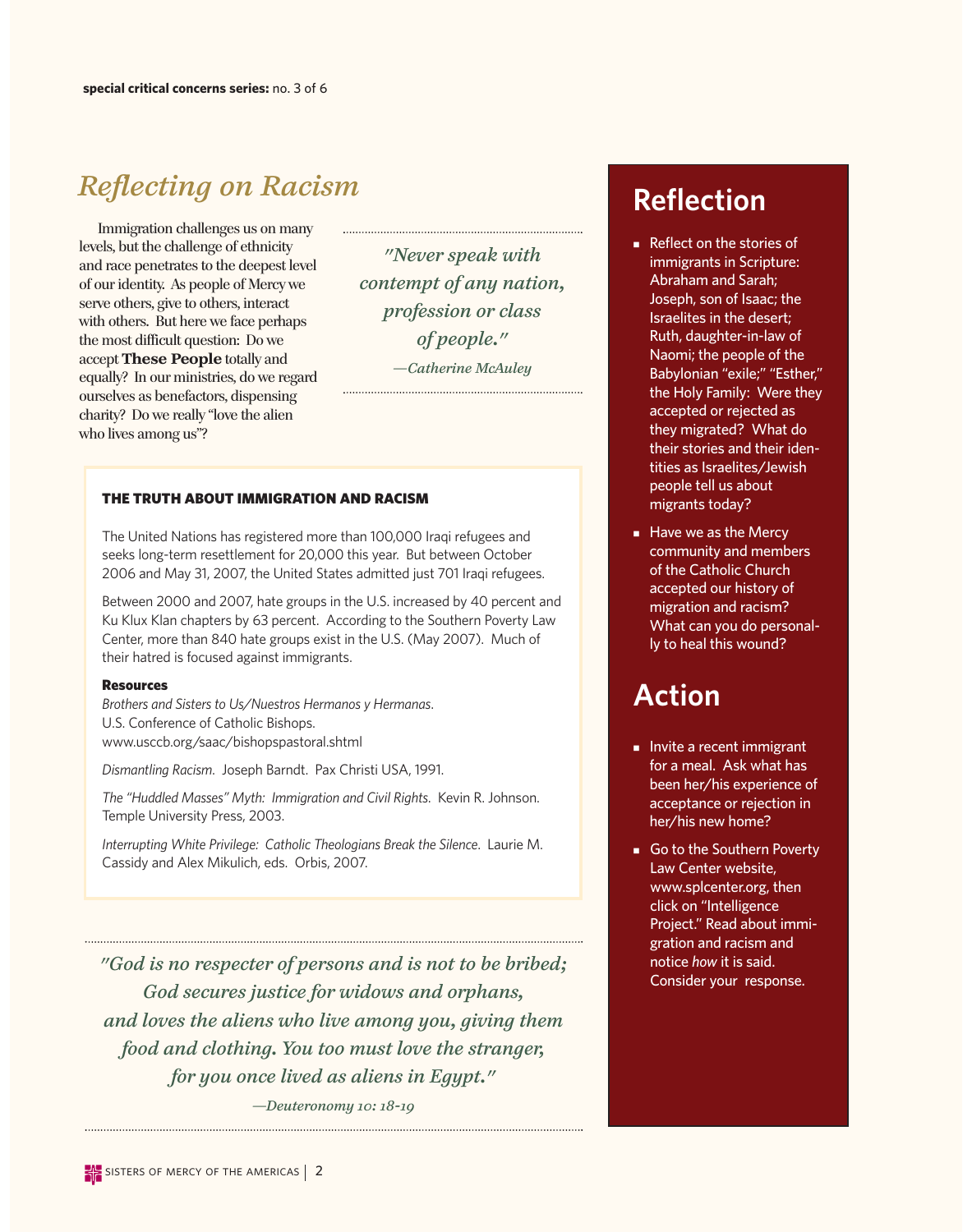special critical concerns series: no. 3 of 6

# *Reflecting on Racism*

Immigration challenges us on many levels, but the challenge of ethnicity and race penetrates to the deepest level of our identity. As people of Mercy we serve others, give to others, interact with others. But here we face perhaps the most difficult question: Do we accept **These People** totally and equally? In our ministries, do we regard ourselves as benefactors, dispensing charity? Do we really "love the alien who lives among us"?

> *"Never speak with contempt of any nation, profession or class of people."*
>
> *—Catherine McAuley*

### THE TRUTH ABOUT IMMIGRATION AND RACISM

The United Nations has registered more than 100,000 Iraqi refugees and seeks long-term resettlement for 20,000 this year. But between October 2006 and May 31, 2007, the United States admitted just 701 Iraqi refugees.

Between 2000 and 2007, hate groups in the U.S. increased by 40 percent and Ku Klux Klan chapters by 63 percent. According to the Southern Poverty Law Center, more than 840 hate groups exist in the U.S. (May 2007). Much of their hatred is focused against immigrants.

**Resources**

*Brothers and Sisters to Us/Nuestros Hermanos y Hermanas.* U.S. Conference of Catholic Bishops. www.usccb.org/saac/bishopspastoral.shtml

*Dismantling Racism.* Joseph Barndt. Pax Christi USA, 1991.

*The "Huddled Masses" Myth: Immigration and Civil Rights.* Kevin R. Johnson. Temple University Press, 2003.

*Interrupting White Privilege: Catholic Theologians Break the Silence.* Laurie M. Cassidy and Alex Mikulich, eds. Orbis, 2007.

> *"God is no respecter of persons and is not to be bribed; God secures justice for widows and orphans, and loves the aliens who live among you, giving them food and clothing. You too must love the stranger, for you once lived as aliens in Egypt."*
>
> *—Deuteronomy 10: 18-19*

## Reflection

- Reflect on the stories of immigrants in Scripture: Abraham and Sarah; Joseph, son of Isaac; the Israelites in the desert; Ruth, daughter-in-law of Naomi; the people of the Babylonian "exile;" "Esther," the Holy Family: Were they accepted or rejected as they migrated? What do their stories and their identities as Israelites/Jewish people tell us about migrants today?
- Have we as the Mercy community and members of the Catholic Church accepted our history of migration and racism? What can you do personally to heal this wound?

## Action

- Invite a recent immigrant for a meal. Ask what has been her/his experience of acceptance or rejection in her/his new home?
- Go to the Southern Poverty Law Center website, www.splcenter.org, then click on "Intelligence Project." Read about immigration and racism and notice *how* it is said. Consider your response.

SISTERS OF MERCY OF THE AMERICAS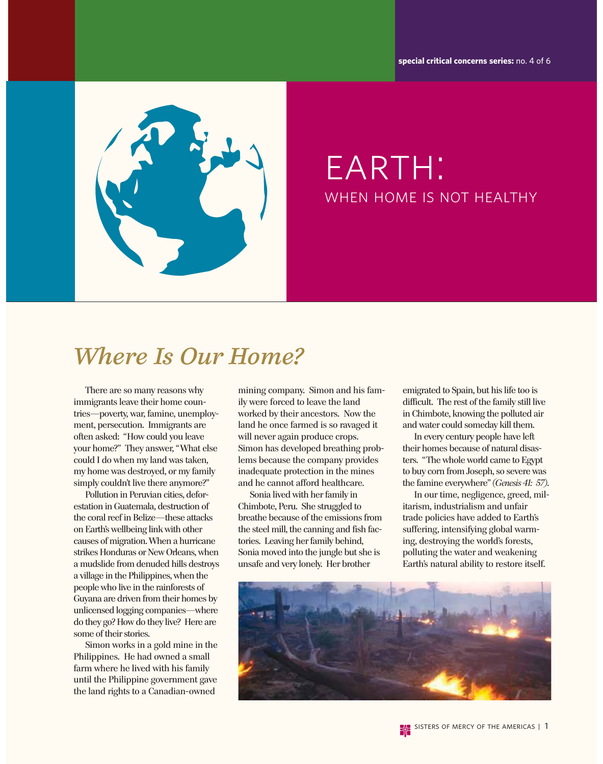special critical concerns series: no. 4 of 6

# EARTH:

## WHEN HOME IS NOT HEALTHY

## *Where Is Our Home?*

There are so many reasons why immigrants leave their home countries—poverty, war, famine, unemployment, persecution. Immigrants are often asked: "How could you leave your home?" They answer, "What else could I do when my land was taken, my home was destroyed, or my family simply couldn't live there anymore?"

Pollution in Peruvian cities, deforestation in Guatemala, destruction of the coral reef in Belize—these attacks on Earth's wellbeing link with other causes of migration. When a hurricane strikes Honduras or New Orleans, when a mudslide from denuded hills destroys a village in the Philippines, when the people who live in the rainforests of Guyana are driven from their homes by unlicensed logging companies—where do they go? How do they live? Here are some of their stories.

Simon works in a gold mine in the Philippines. He had owned a small farm where he lived with his family until the Philippine government gave the land rights to a Canadian-owned mining company. Simon and his family were forced to leave the land worked by their ancestors. Now the land he once farmed is so ravaged it will never again produce crops. Simon has developed breathing problems because the company provides inadequate protection in the mines and he cannot afford healthcare.

Sonia lived with her family in Chimbote, Peru. She struggled to breathe because of the emissions from the steel mill, the canning and fish factories. Leaving her family behind, Sonia moved into the jungle but she is unsafe and very lonely. Her brother emigrated to Spain, but his life too is difficult. The rest of the family still live in Chimbote, knowing the polluted air and water could someday kill them.

In every century people have left their homes because of natural disasters. "The whole world came to Egypt to buy corn from Joseph, so severe was the famine everywhere" *(Genesis 41: 57)*.

In our time, negligence, greed, militarism, industrialism and unfair trade policies have added to Earth's suffering, intensifying global warming, destroying the world's forests, polluting the water and weakening Earth's natural ability to restore itself.

SISTERS OF MERCY OF THE AMERICAS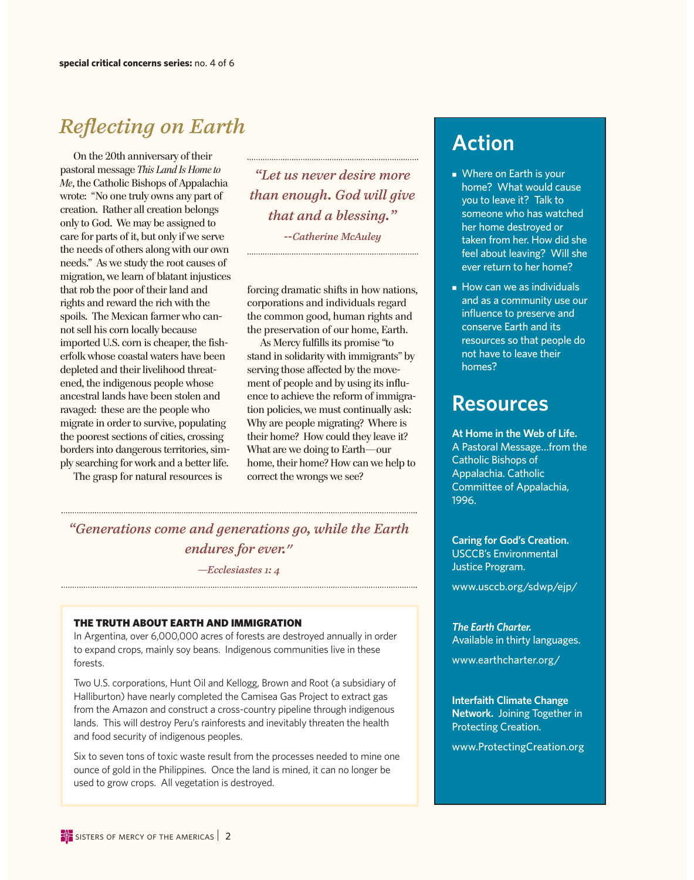# *Reflecting on Earth*

On the 20th anniversary of their pastoral message *This Land Is Home to Me*, the Catholic Bishops of Appalachia wrote: "No one truly owns any part of creation. Rather all creation belongs only to God. We may be assigned to care for parts of it, but only if we serve the needs of others along with our own needs." As we study the root causes of migration, we learn of blatant injustices that rob the poor of their land and rights and reward the rich with the spoils. The Mexican farmer who cannot sell his corn locally because imported U.S. corn is cheaper, the fisherfolk whose coastal waters have been depleted and their livelihood threatened, the indigenous people whose ancestral lands have been stolen and ravaged: these are the people who migrate in order to survive, populating the poorest sections of cities, crossing borders into dangerous territories, simply searching for work and a better life.

The grasp for natural resources is forcing dramatic shifts in how nations, corporations and individuals regard the common good, human rights and the preservation of our home, Earth.

> *"Let us never desire more than enough. God will give that and a blessing."*
>
> *--Catherine McAuley*

As Mercy fulfills its promise "to stand in solidarity with immigrants" by serving those affected by the movement of people and by using its influence to achieve the reform of immigration policies, we must continually ask: Why are people migrating? Where is their home? How could they leave it? What are we doing to Earth—our home, their home? How can we help to correct the wrongs we see?

> *"Generations come and generations go, while the Earth endures for ever."*
>
> *—Ecclesiastes 1: 4*

**THE TRUTH ABOUT EARTH AND IMMIGRATION**

In Argentina, over 6,000,000 acres of forests are destroyed annually in order to expand crops, mainly soy beans. Indigenous communities live in these forests.

Two U.S. corporations, Hunt Oil and Kellogg, Brown and Root (a subsidiary of Halliburton) have nearly completed the Camisea Gas Project to extract gas from the Amazon and construct a cross-country pipeline through indigenous lands. This will destroy Peru's rainforests and inevitably threaten the health and food security of indigenous peoples.

Six to seven tons of toxic waste result from the processes needed to mine one ounce of gold in the Philippines. Once the land is mined, it can no longer be used to grow crops. All vegetation is destroyed.

## Action

- Where on Earth is your home? What would cause you to leave it? Talk to someone who has watched her home destroyed or taken from her. How did she feel about leaving? Will she ever return to her home?
- How can we as individuals and as a community use our influence to preserve and conserve Earth and its resources so that people do not have to leave their homes?

## Resources

**At Home in the Web of Life.** A Pastoral Message...from the Catholic Bishops of Appalachia. Catholic Committee of Appalachia, 1996.

**Caring for God's Creation.** USCCB's Environmental Justice Program.

www.usccb.org/sdwp/ejp/

***The Earth Charter.*** Available in thirty languages.

www.earthcharter.org/

**Interfaith Climate Change Network.** Joining Together in Protecting Creation.

www.ProtectingCreation.org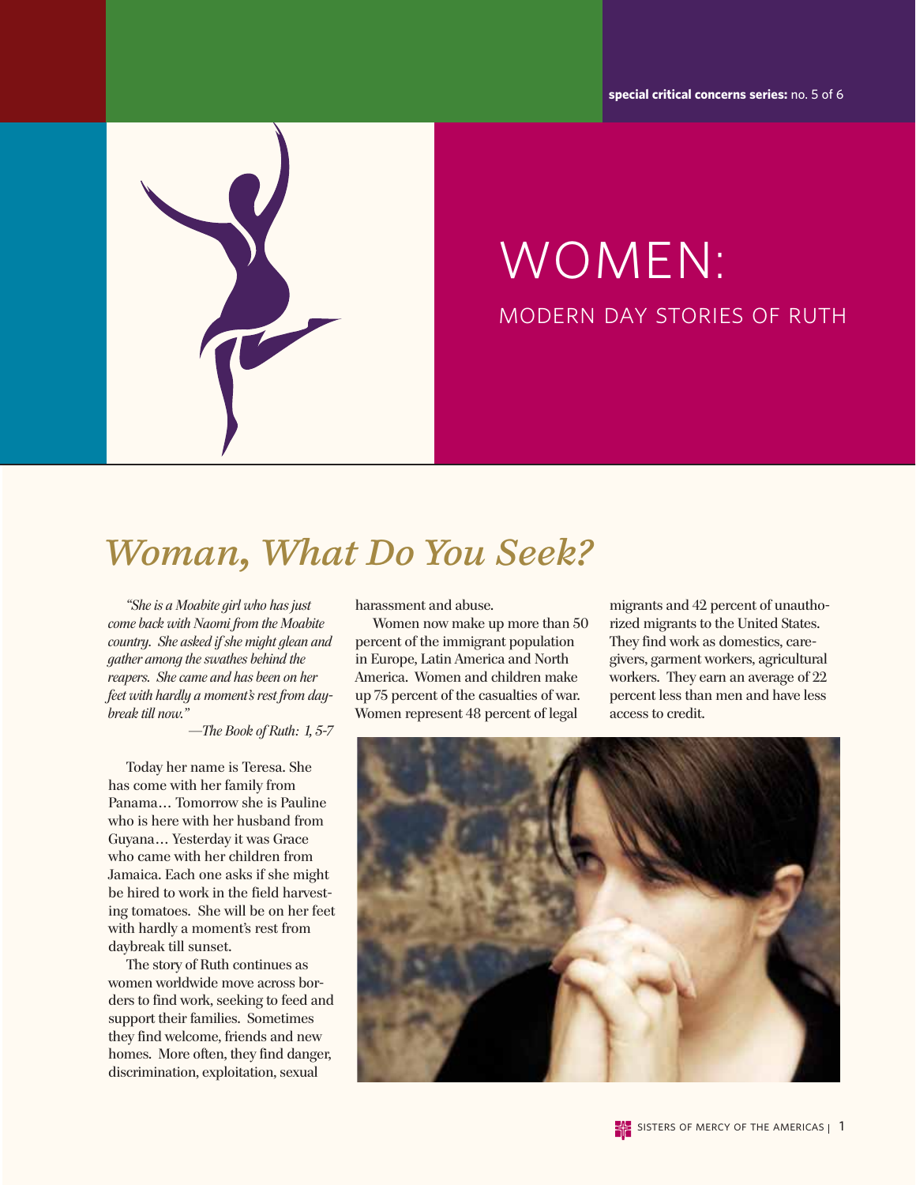special critical concerns series: no. 5 of 6

# WOMEN:

## MODERN DAY STORIES OF RUTH

## *Woman, What Do You Seek?*

*"She is a Moabite girl who has just come back with Naomi from the Moabite country. She asked if she might glean and gather among the swathes behind the reapers. She came and has been on her feet with hardly a moment's rest from daybreak till now."*

*—The Book of Ruth: 1, 5-7*

Today her name is Teresa. She has come with her family from Panama… Tomorrow she is Pauline who is here with her husband from Guyana… Yesterday it was Grace who came with her children from Jamaica. Each one asks if she might be hired to work in the field harvesting tomatoes. She will be on her feet with hardly a moment's rest from daybreak till sunset.

The story of Ruth continues as women worldwide move across borders to find work, seeking to feed and support their families. Sometimes they find welcome, friends and new homes. More often, they find danger, discrimination, exploitation, sexual harassment and abuse.

Women now make up more than 50 percent of the immigrant population in Europe, Latin America and North America. Women and children make up 75 percent of the casualties of war. Women represent 48 percent of legal migrants and 42 percent of unauthorized migrants to the United States. They find work as domestics, caregivers, garment workers, agricultural workers. They earn an average of 22 percent less than men and have less access to credit.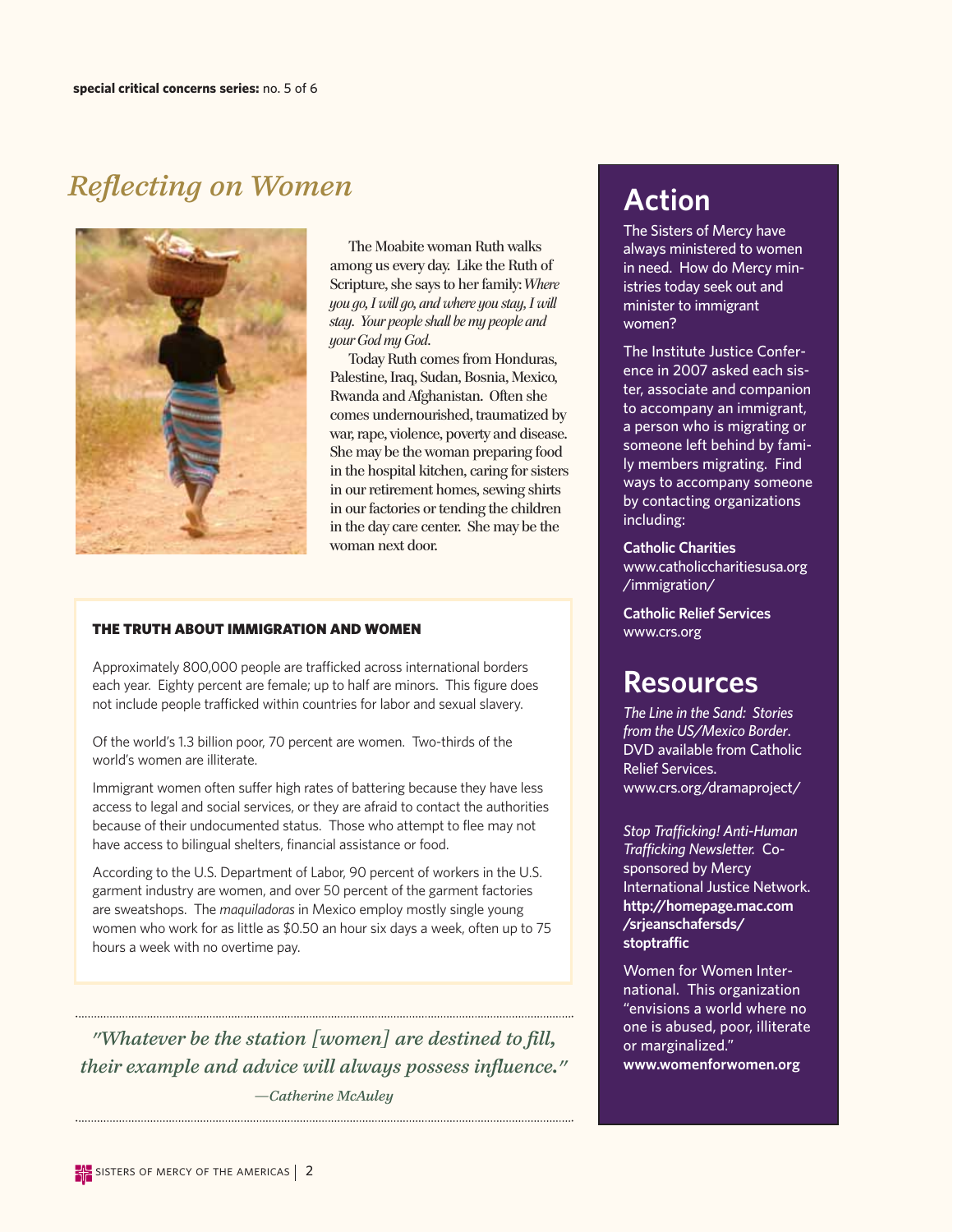**special critical concerns series:** no. 5 of 6

## *Reflecting on Women*

The Moabite woman Ruth walks among us every day. Like the Ruth of Scripture, she says to her family: *Where you go, I will go, and where you stay, I will stay. Your people shall be my people and your God my God.*

Today Ruth comes from Honduras, Palestine, Iraq, Sudan, Bosnia, Mexico, Rwanda and Afghanistan. Often she comes undernourished, traumatized by war, rape, violence, poverty and disease. She may be the woman preparing food in the hospital kitchen, caring for sisters in our retirement homes, sewing shirts in our factories or tending the children in the day care center. She may be the woman next door.

### THE TRUTH ABOUT IMMIGRATION AND WOMEN

Approximately 800,000 people are trafficked across international borders each year. Eighty percent are female; up to half are minors. This figure does not include people trafficked within countries for labor and sexual slavery.

Of the world's 1.3 billion poor, 70 percent are women. Two-thirds of the world's women are illiterate.

Immigrant women often suffer high rates of battering because they have less access to legal and social services, or they are afraid to contact the authorities because of their undocumented status. Those who attempt to flee may not have access to bilingual shelters, financial assistance or food.

According to the U.S. Department of Labor, 90 percent of workers in the U.S. garment industry are women, and over 50 percent of the garment factories are sweatshops. The *maquiladoras* in Mexico employ mostly single young women who work for as little as $0.50 an hour six days a week, often up to 75 hours a week with no overtime pay.

> *"Whatever be the station [women] are destined to fill, their example and advice will always possess influence."*
>
> *—Catherine McAuley*

## Action

The Sisters of Mercy have always ministered to women in need. How do Mercy ministries today seek out and minister to immigrant women?

The Institute Justice Conference in 2007 asked each sister, associate and companion to accompany an immigrant, a person who is migrating or someone left behind by family members migrating. Find ways to accompany someone by contacting organizations including:

**Catholic Charities**
www.catholiccharitiesusa.org/immigration/

**Catholic Relief Services**
www.crs.org

## Resources

*The Line in the Sand: Stories from the US/Mexico Border*. DVD available from Catholic Relief Services.
www.crs.org/dramaproject/

*Stop Trafficking! Anti-Human Trafficking Newsletter.* Co-sponsored by Mercy International Justice Network.
**http://homepage.mac.com/srjeanschafersds/stoptraffic**

Women for Women International. This organization "envisions a world where no one is abused, poor, illiterate or marginalized."
**www.womenforwomen.org**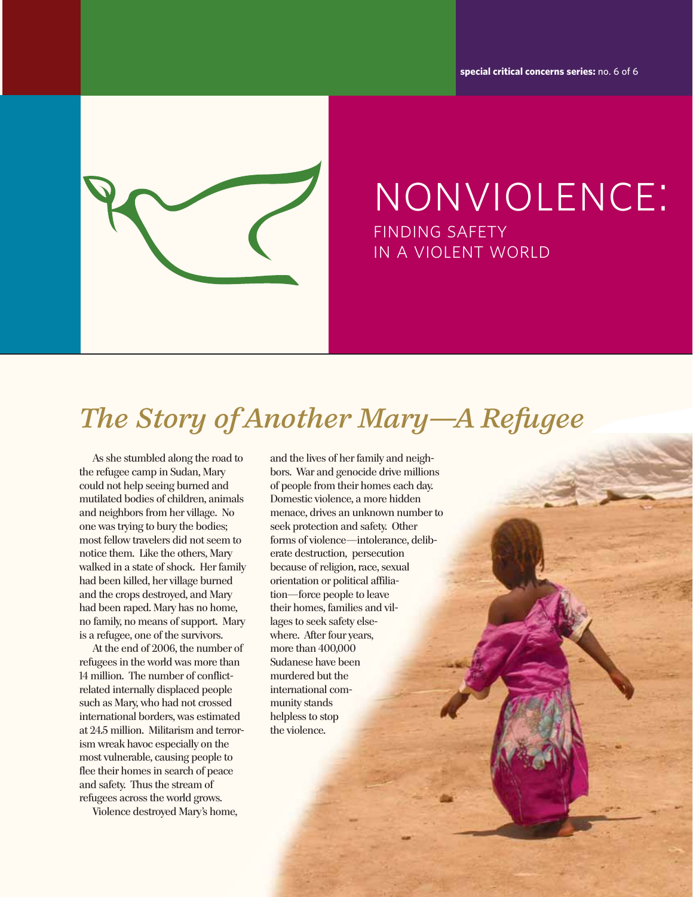special critical concerns series: no. 6 of 6

# NONVIOLENCE:

## FINDING SAFETY IN A VIOLENT WORLD

## *The Story of Another Mary—A Refugee*

As she stumbled along the road to the refugee camp in Sudan, Mary could not help seeing burned and mutilated bodies of children, animals and neighbors from her village. No one was trying to bury the bodies; most fellow travelers did not seem to notice them. Like the others, Mary walked in a state of shock. Her family had been killed, her village burned and the crops destroyed, and Mary had been raped. Mary has no home, no family, no means of support. Mary is a refugee, one of the survivors.

At the end of 2006, the number of refugees in the world was more than 14 million. The number of conflict-related internally displaced people such as Mary, who had not crossed international borders, was estimated at 24.5 million. Militarism and terrorism wreak havoc especially on the most vulnerable, causing people to flee their homes in search of peace and safety. Thus the stream of refugees across the world grows.

Violence destroyed Mary's home, and the lives of her family and neighbors. War and genocide drive millions of people from their homes each day. Domestic violence, a more hidden menace, drives an unknown number to seek protection and safety. Other forms of violence—intolerance, deliberate destruction, persecution because of religion, race, sexual orientation or political affiliation—force people to leave their homes, families and villages to seek safety elsewhere. After four years, more than 400,000 Sudanese have been murdered but the international community stands helpless to stop the violence.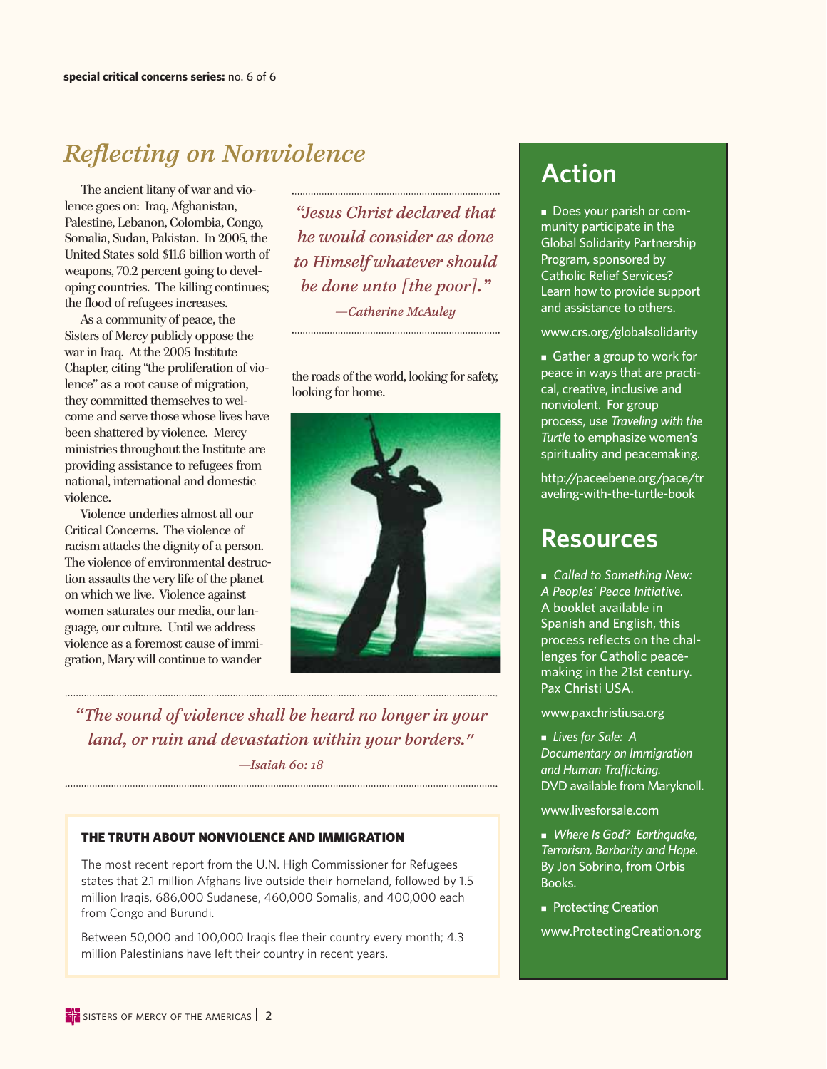**special critical concerns series:** no. 6 of 6

# *Reflecting on Nonviolence*

The ancient litany of war and violence goes on: Iraq, Afghanistan, Palestine, Lebanon, Colombia, Congo, Somalia, Sudan, Pakistan. In 2005, the United States sold $11.6 billion worth of weapons, 70.2 percent going to developing countries. The killing continues; the flood of refugees increases.

As a community of peace, the Sisters of Mercy publicly oppose the war in Iraq. At the 2005 Institute Chapter, citing "the proliferation of violence" as a root cause of migration, they committed themselves to welcome and serve those whose lives have been shattered by violence. Mercy ministries throughout the Institute are providing assistance to refugees from national, international and domestic violence.

Violence underlies almost all our Critical Concerns. The violence of racism attacks the dignity of a person. The violence of environmental destruction assaults the very life of the planet on which we live. Violence against women saturates our media, our language, our culture. Until we address violence as a foremost cause of immigration, Mary will continue to wander the roads of the world, looking for safety, looking for home.

> *"Jesus Christ declared that he would consider as done to Himself whatever should be done unto [the poor]."*
>
> *—Catherine McAuley*

> *"The sound of violence shall be heard no longer in your land, or ruin and devastation within your borders."*
>
> *—Isaiah 60: 18*

### THE TRUTH ABOUT NONVIOLENCE AND IMMIGRATION

The most recent report from the U.N. High Commissioner for Refugees states that 2.1 million Afghans live outside their homeland, followed by 1.5 million Iraqis, 686,000 Sudanese, 460,000 Somalis, and 400,000 each from Congo and Burundi.

Between 50,000 and 100,000 Iraqis flee their country every month; 4.3 million Palestinians have left their country in recent years.

## Action

- Does your parish or community participate in the Global Solidarity Partnership Program, sponsored by Catholic Relief Services? Learn how to provide support and assistance to others.

  www.crs.org/globalsolidarity

- Gather a group to work for peace in ways that are practical, creative, inclusive and nonviolent. For group process, use *Traveling with the Turtle* to emphasize women's spirituality and peacemaking.

  http://paceebene.org/pace/traveling-with-the-turtle-book

## Resources

- *Called to Something New: A Peoples' Peace Initiative.* A booklet available in Spanish and English, this process reflects on the challenges for Catholic peacemaking in the 21st century. Pax Christi USA.

  www.paxchristiusa.org

- *Lives for Sale: A Documentary on Immigration and Human Trafficking.* DVD available from Maryknoll.

  www.livesforsale.com

- *Where Is God? Earthquake, Terrorism, Barbarity and Hope.* By Jon Sobrino, from Orbis Books.

- Protecting Creation

  www.ProtectingCreation.org

SISTERS OF MERCY OF THE AMERICAS